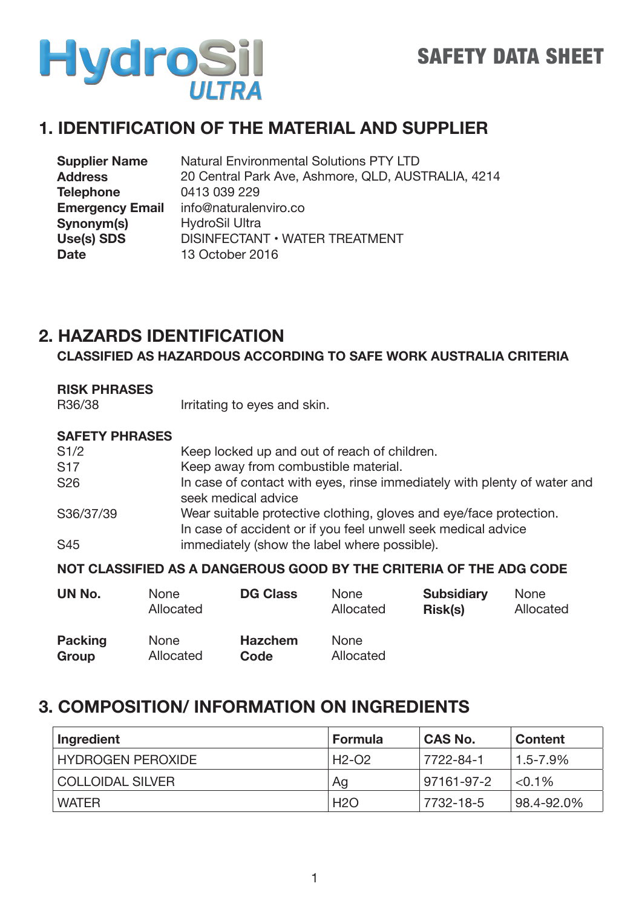# HydroSil ULTRA

# SAFETY DATA SHEET

## 1. IDENTIFICATION OF THE MATERIAL AND SUPPLIER

| | |
|---|---|
| **Supplier Name** | Natural Environmental Solutions PTY LTD |
| **Address** | 20 Central Park Ave, Ashmore, QLD, AUSTRALIA, 4214 |
| **Telephone** | 0413 039 229 |
| **Emergency Email** | info@naturalenviro.co |
| **Synonym(s)** | HydroSil Ultra |
| **Use(s) SDS** | DISINFECTANT • WATER TREATMENT |
| **Date** | 13 October 2016 |

## 2. HAZARDS IDENTIFICATION

**CLASSIFIED AS HAZARDOUS ACCORDING TO SAFE WORK AUSTRALIA CRITERIA**

**RISK PHRASES**

| | |
|---|---|
| R36/38 | Irritating to eyes and skin. |

**SAFETY PHRASES**

| | |
|---|---|
| S1/2 | Keep locked up and out of reach of children. |
| S17 | Keep away from combustible material. |
| S26 | In case of contact with eyes, rinse immediately with plenty of water and seek medical advice |
| S36/37/39 | Wear suitable protective clothing, gloves and eye/face protection. |
| S45 | In case of accident or if you feel unwell seek medical advice immediately (show the label where possible). |

**NOT CLASSIFIED AS A DANGEROUS GOOD BY THE CRITERIA OF THE ADG CODE**

| | | | | | |
|---|---|---|---|---|---|
| **UN No.** | None Allocated | **DG Class** | None Allocated | **Subsidiary Risk(s)** | None Allocated |
| **Packing Group** | None Allocated | **Hazchem Code** | None Allocated | | |

## 3. COMPOSITION/ INFORMATION ON INGREDIENTS

| Ingredient | Formula | CAS No. | Content |
|---|---|---|---|
| HYDROGEN PEROXIDE | H2-O2 | 7722-84-1 | 1.5-7.9% |
| COLLOIDAL SILVER | Ag | 97161-97-2 | <0.1% |
| WATER | H2O | 7732-18-5 | 98.4-92.0% |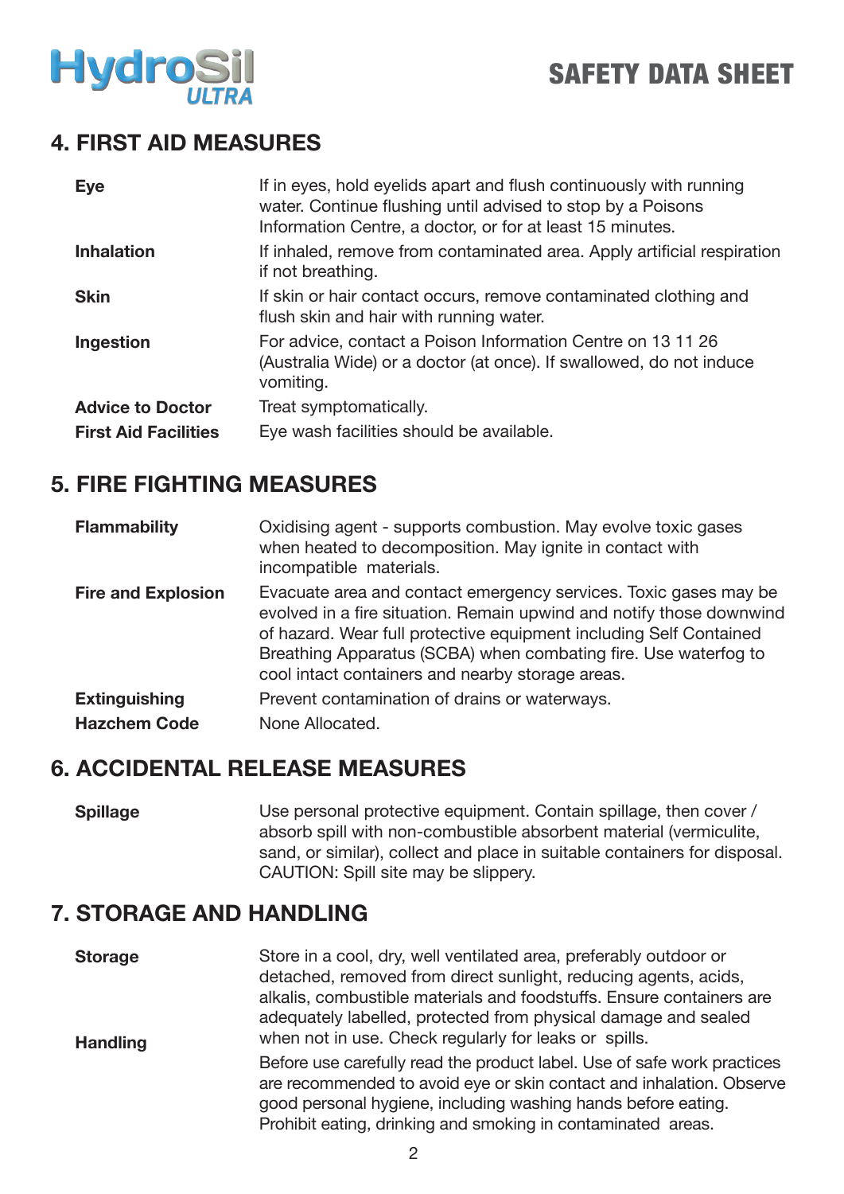## 4. FIRST AID MEASURES

| | |
|---|---|
| **Eye** | If in eyes, hold eyelids apart and flush continuously with running water. Continue flushing until advised to stop by a Poisons Information Centre, a doctor, or for at least 15 minutes. |
| **Inhalation** | If inhaled, remove from contaminated area. Apply artificial respiration if not breathing. |
| **Skin** | If skin or hair contact occurs, remove contaminated clothing and flush skin and hair with running water. |
| **Ingestion** | For advice, contact a Poison Information Centre on 13 11 26 (Australia Wide) or a doctor (at once). If swallowed, do not induce vomiting. |
| **Advice to Doctor** | Treat symptomatically. |
| **First Aid Facilities** | Eye wash facilities should be available. |

## 5. FIRE FIGHTING MEASURES

| | |
|---|---|
| **Flammability** | Oxidising agent - supports combustion. May evolve toxic gases when heated to decomposition. May ignite in contact with incompatible materials. |
| **Fire and Explosion** | Evacuate area and contact emergency services. Toxic gases may be evolved in a fire situation. Remain upwind and notify those downwind of hazard. Wear full protective equipment including Self Contained Breathing Apparatus (SCBA) when combating fire. Use waterfog to cool intact containers and nearby storage areas. |
| **Extinguishing** | Prevent contamination of drains or waterways. |
| **Hazchem Code** | None Allocated. |

## 6. ACCIDENTAL RELEASE MEASURES

| | |
|---|---|
| **Spillage** | Use personal protective equipment. Contain spillage, then cover / absorb spill with non-combustible absorbent material (vermiculite, sand, or similar), collect and place in suitable containers for disposal. CAUTION: Spill site may be slippery. |

## 7. STORAGE AND HANDLING

| | |
|---|---|
| **Storage** | Store in a cool, dry, well ventilated area, preferably outdoor or detached, removed from direct sunlight, reducing agents, acids, alkalis, combustible materials and foodstuffs. Ensure containers are adequately labelled, protected from physical damage and sealed when not in use. Check regularly for leaks or spills. |
| **Handling** | Before use carefully read the product label. Use of safe work practices are recommended to avoid eye or skin contact and inhalation. Observe good personal hygiene, including washing hands before eating. Prohibit eating, drinking and smoking in contaminated areas. |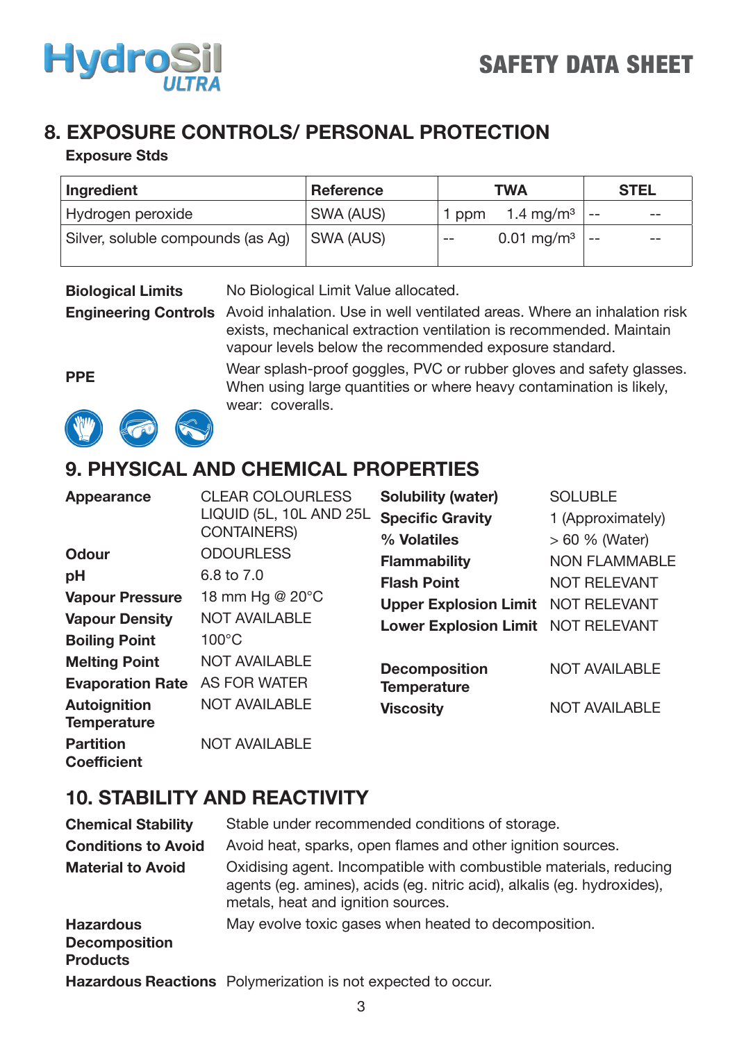## 8. EXPOSURE CONTROLS/ PERSONAL PROTECTION

**Exposure Stds**

| Ingredient | Reference | TWA | | STEL | |
|---|---|---|---|---|---|
| Hydrogen peroxide | SWA (AUS) | 1 ppm | 1.4 mg/m³ | -- | -- |
| Silver, soluble compounds (as Ag) | SWA (AUS) | -- | 0.01 mg/m³ | -- | -- |

**Biological Limits** No Biological Limit Value allocated.

**Engineering Controls** Avoid inhalation. Use in well ventilated areas. Where an inhalation risk exists, mechanical extraction ventilation is recommended. Maintain vapour levels below the recommended exposure standard.

**PPE** Wear splash-proof goggles, PVC or rubber gloves and safety glasses. When using large quantities or where heavy contamination is likely, wear: coveralls.

## 9. PHYSICAL AND CHEMICAL PROPERTIES

| Property | Value |
|---|---|
| **Appearance** | CLEAR COLOURLESS LIQUID (5L, 10L AND 25L CONTAINERS) |
| **Odour** | ODOURLESS |
| **pH** | 6.8 to 7.0 |
| **Vapour Pressure** | 18 mm Hg @ 20°C |
| **Vapour Density** | NOT AVAILABLE |
| **Boiling Point** | 100°C |
| **Melting Point** | NOT AVAILABLE |
| **Evaporation Rate** | AS FOR WATER |
| **Autoignition Temperature** | NOT AVAILABLE |
| **Partition Coefficient** | NOT AVAILABLE |
| **Solubility (water)** | SOLUBLE |
| **Specific Gravity** | 1 (Approximately) |
| **% Volatiles** | > 60 % (Water) |
| **Flammability** | NON FLAMMABLE |
| **Flash Point** | NOT RELEVANT |
| **Upper Explosion Limit** | NOT RELEVANT |
| **Lower Explosion Limit** | NOT RELEVANT |
| **Decomposition Temperature** | NOT AVAILABLE |
| **Viscosity** | NOT AVAILABLE |

## 10. STABILITY AND REACTIVITY

**Chemical Stability** Stable under recommended conditions of storage.

**Conditions to Avoid** Avoid heat, sparks, open flames and other ignition sources.

**Material to Avoid** Oxidising agent. Incompatible with combustible materials, reducing agents (eg. amines), acids (eg. nitric acid), alkalis (eg. hydroxides), metals, heat and ignition sources.

**Hazardous Decomposition Products** May evolve toxic gases when heated to decomposition.

**Hazardous Reactions** Polymerization is not expected to occur.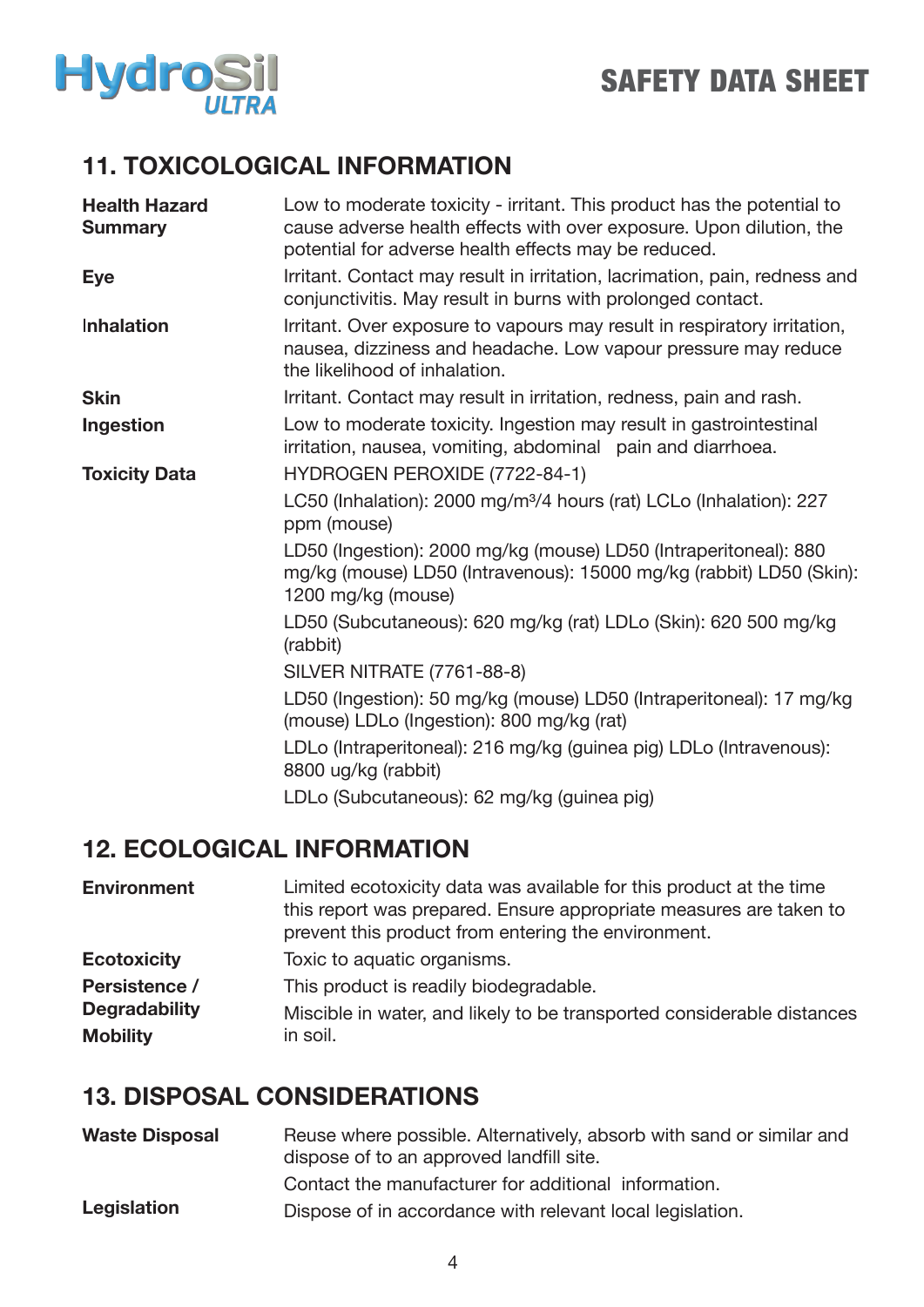## 11. TOXICOLOGICAL INFORMATION

| | |
|---|---|
| **Health Hazard Summary** | Low to moderate toxicity - irritant. This product has the potential to cause adverse health effects with over exposure. Upon dilution, the potential for adverse health effects may be reduced. |
| **Eye** | Irritant. Contact may result in irritation, lacrimation, pain, redness and conjunctivitis. May result in burns with prolonged contact. |
| **Inhalation** | Irritant. Over exposure to vapours may result in respiratory irritation, nausea, dizziness and headache. Low vapour pressure may reduce the likelihood of inhalation. |
| **Skin** | Irritant. Contact may result in irritation, redness, pain and rash. |
| **Ingestion** | Low to moderate toxicity. Ingestion may result in gastrointestinal irritation, nausea, vomiting, abdominal pain and diarrhoea. |
| **Toxicity Data** | HYDROGEN PEROXIDE (7722-84-1) |
| | LC50 (Inhalation): 2000 mg/m³/4 hours (rat) LCLo (Inhalation): 227 ppm (mouse) |
| | LD50 (Ingestion): 2000 mg/kg (mouse) LD50 (Intraperitoneal): 880 mg/kg (mouse) LD50 (Intravenous): 15000 mg/kg (rabbit) LD50 (Skin): 1200 mg/kg (mouse) |
| | LD50 (Subcutaneous): 620 mg/kg (rat) LDLo (Skin): 620 500 mg/kg (rabbit) |
| | SILVER NITRATE (7761-88-8) |
| | LD50 (Ingestion): 50 mg/kg (mouse) LD50 (Intraperitoneal): 17 mg/kg (mouse) LDLo (Ingestion): 800 mg/kg (rat) |
| | LDLo (Intraperitoneal): 216 mg/kg (guinea pig) LDLo (Intravenous): 8800 ug/kg (rabbit) |
| | LDLo (Subcutaneous): 62 mg/kg (guinea pig) |

## 12. ECOLOGICAL INFORMATION

| | |
|---|---|
| **Environment** | Limited ecotoxicity data was available for this product at the time this report was prepared. Ensure appropriate measures are taken to prevent this product from entering the environment. |
| **Ecotoxicity** | Toxic to aquatic organisms. |
| **Persistence / Degradability** | This product is readily biodegradable. |
| **Mobility** | Miscible in water, and likely to be transported considerable distances in soil. |

## 13. DISPOSAL CONSIDERATIONS

| | |
|---|---|
| **Waste Disposal** | Reuse where possible. Alternatively, absorb with sand or similar and dispose of to an approved landfill site. |
| | Contact the manufacturer for additional information. |
| **Legislation** | Dispose of in accordance with relevant local legislation. |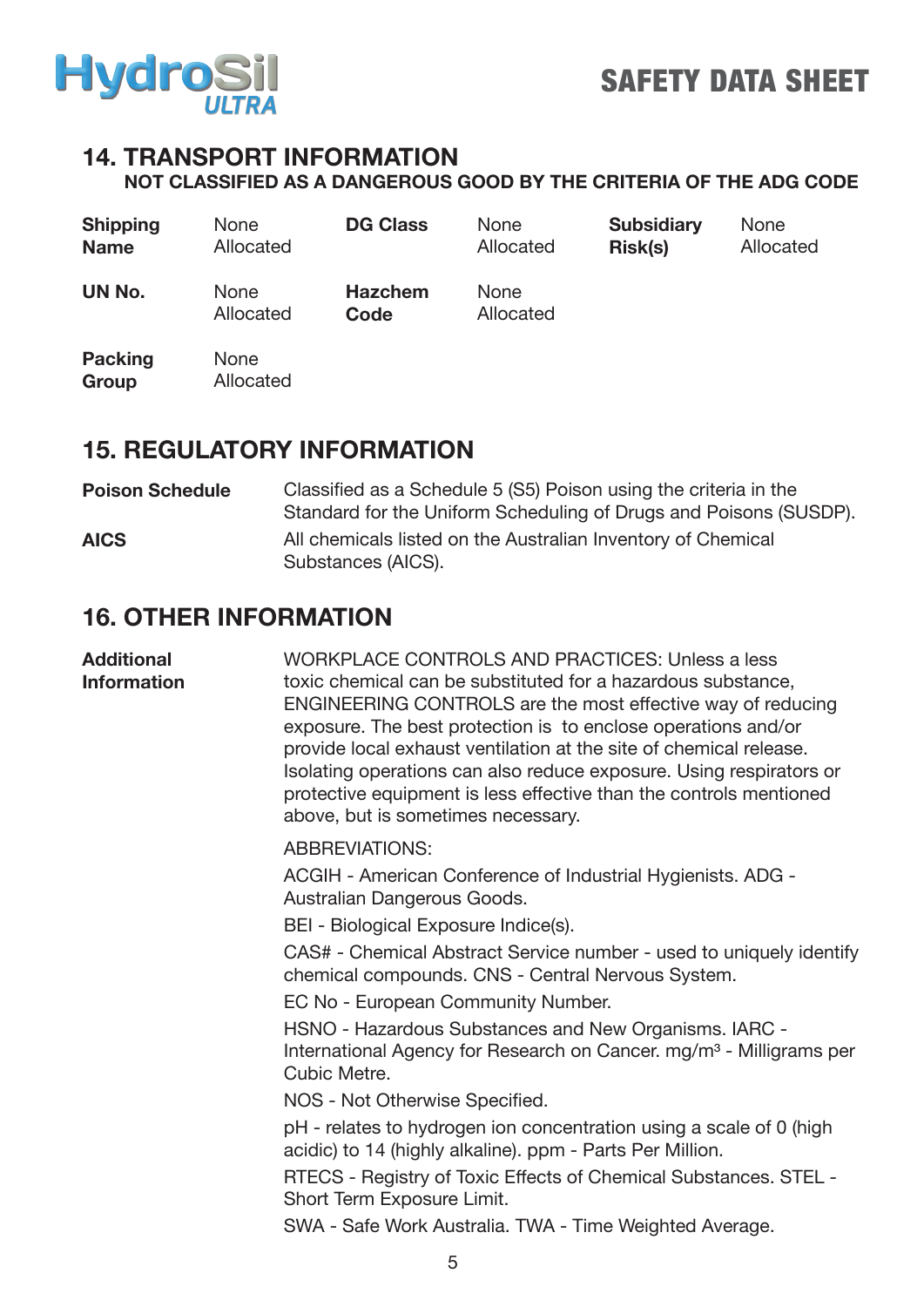## 14. TRANSPORT INFORMATION

**NOT CLASSIFIED AS A DANGEROUS GOOD BY THE CRITERIA OF THE ADG CODE**

| | | | | | |
|---|---|---|---|---|---|
| **Shipping Name** | None Allocated | **DG Class** | None Allocated | **Subsidiary Risk(s)** | None Allocated |
| **UN No.** | None Allocated | **Hazchem Code** | None Allocated | | |
| **Packing Group** | None Allocated | | | | |

## 15. REGULATORY INFORMATION

**Poison Schedule** — Classified as a Schedule 5 (S5) Poison using the criteria in the Standard for the Uniform Scheduling of Drugs and Poisons (SUSDP).

**AICS** — All chemicals listed on the Australian Inventory of Chemical Substances (AICS).

## 16. OTHER INFORMATION

**Additional Information**

WORKPLACE CONTROLS AND PRACTICES: Unless a less toxic chemical can be substituted for a hazardous substance, ENGINEERING CONTROLS are the most effective way of reducing exposure. The best protection is to enclose operations and/or provide local exhaust ventilation at the site of chemical release. Isolating operations can also reduce exposure. Using respirators or protective equipment is less effective than the controls mentioned above, but is sometimes necessary.

ABBREVIATIONS:

ACGIH - American Conference of Industrial Hygienists. ADG - Australian Dangerous Goods.

BEI - Biological Exposure Indice(s).

CAS# - Chemical Abstract Service number - used to uniquely identify chemical compounds. CNS - Central Nervous System.

EC No - European Community Number.

HSNO - Hazardous Substances and New Organisms. IARC - International Agency for Research on Cancer. $mg/m^3$ - Milligrams per Cubic Metre.

NOS - Not Otherwise Specified.

pH - relates to hydrogen ion concentration using a scale of 0 (high acidic) to 14 (highly alkaline). ppm - Parts Per Million.

RTECS - Registry of Toxic Effects of Chemical Substances. STEL - Short Term Exposure Limit.

SWA - Safe Work Australia. TWA - Time Weighted Average.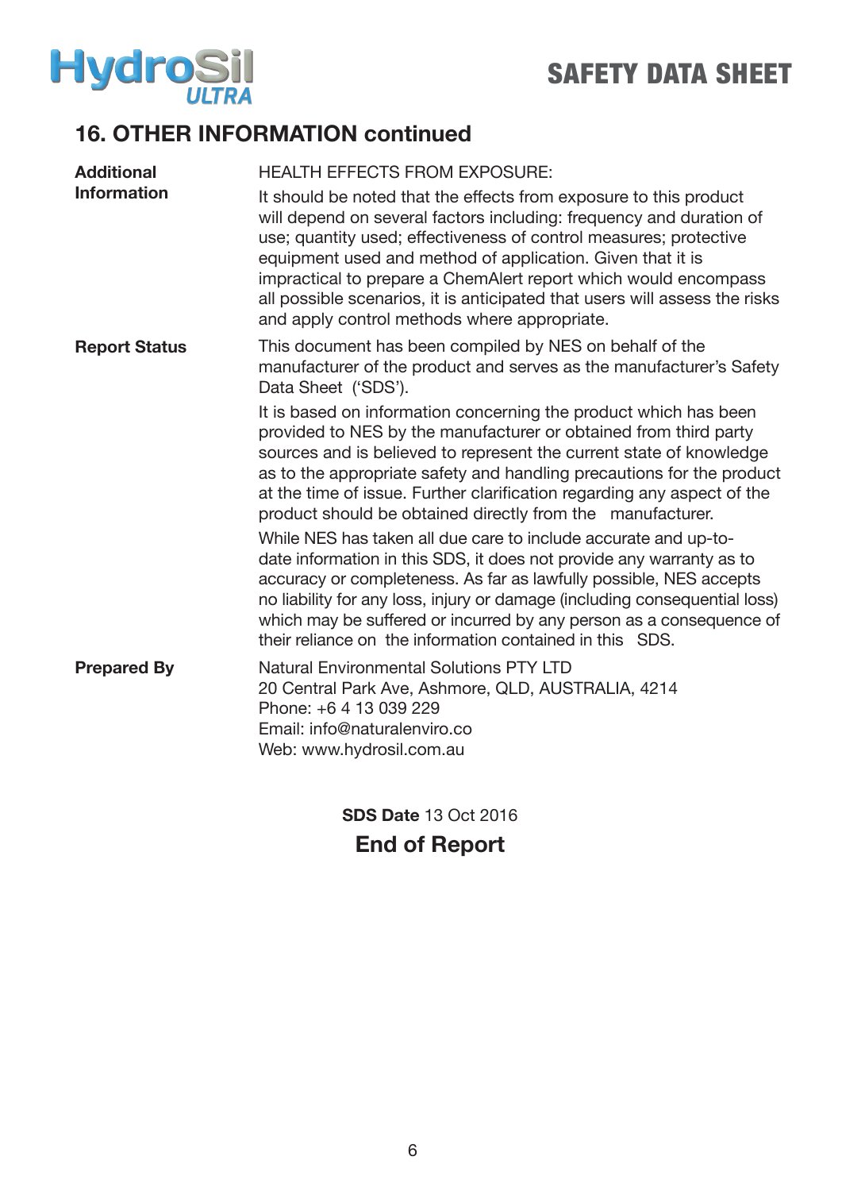## 16. OTHER INFORMATION continued

| | |
|---|---|
| **Additional Information** | HEALTH EFFECTS FROM EXPOSURE: It should be noted that the effects from exposure to this product will depend on several factors including: frequency and duration of use; quantity used; effectiveness of control measures; protective equipment used and method of application. Given that it is impractical to prepare a ChemAlert report which would encompass all possible scenarios, it is anticipated that users will assess the risks and apply control methods where appropriate. |
| **Report Status** | This document has been compiled by NES on behalf of the manufacturer of the product and serves as the manufacturer's Safety Data Sheet ('SDS'). It is based on information concerning the product which has been provided to NES by the manufacturer or obtained from third party sources and is believed to represent the current state of knowledge as to the appropriate safety and handling precautions for the product at the time of issue. Further clarification regarding any aspect of the product should be obtained directly from the manufacturer. While NES has taken all due care to include accurate and up-to-date information in this SDS, it does not provide any warranty as to accuracy or completeness. As far as lawfully possible, NES accepts no liability for any loss, injury or damage (including consequential loss) which may be suffered or incurred by any person as a consequence of their reliance on the information contained in this SDS. |
| **Prepared By** | Natural Environmental Solutions PTY LTD<br>20 Central Park Ave, Ashmore, QLD, AUSTRALIA, 4214<br>Phone: +6 4 13 039 229<br>Email: info@naturalenviro.co<br>Web: www.hydrosil.com.au |

**SDS Date** 13 Oct 2016

**End of Report**